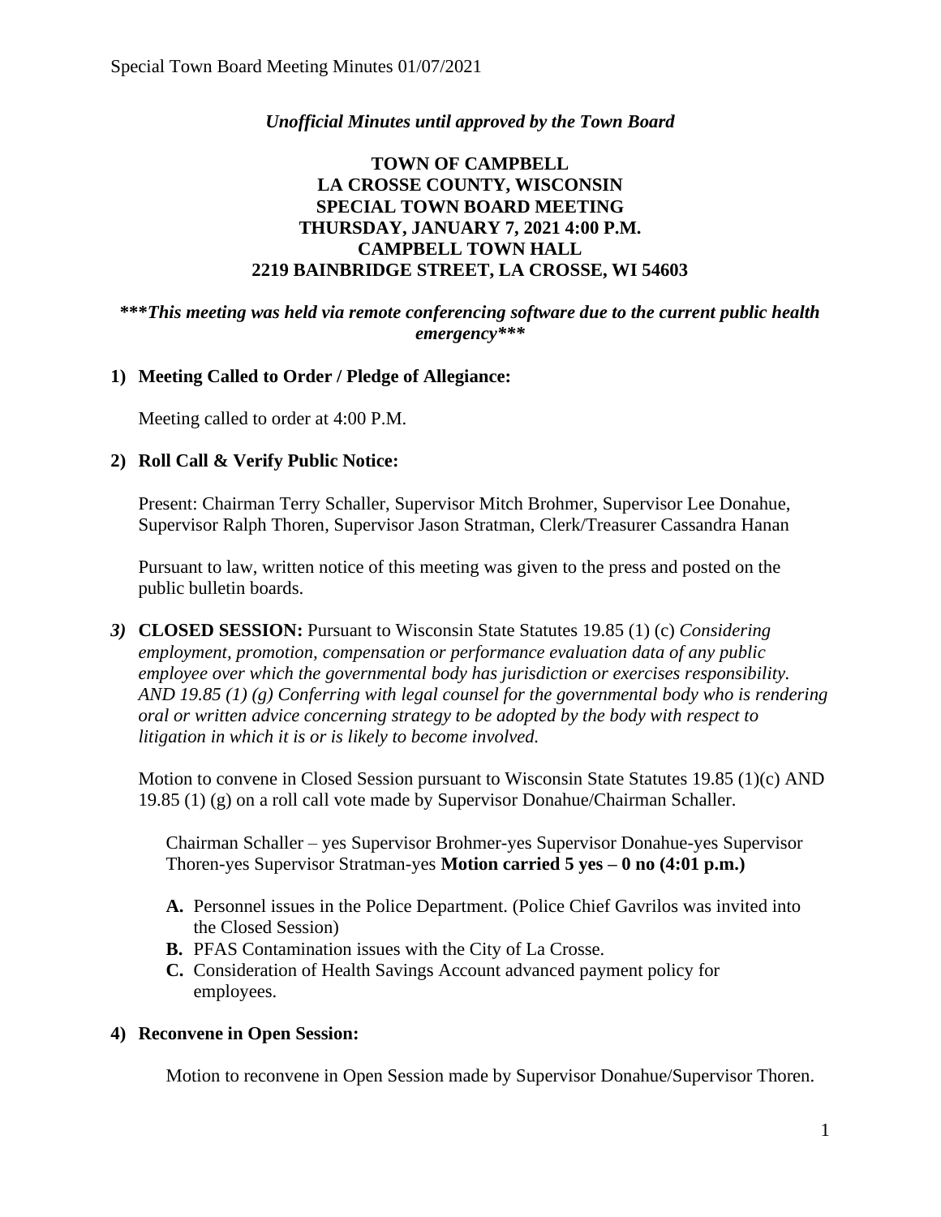*Unofficial Minutes until approved by the Town Board*

# TOWN OF CAMPBELL
## LA CROSSE COUNTY, WISCONSIN
## SPECIAL TOWN BOARD MEETING
## THURSDAY, JANUARY 7, 2021 4:00 P.M.
## CAMPBELL TOWN HALL
## 2219 BAINBRIDGE STREET, LA CROSSE, WI 54603

***\*\*\*This meeting was held via remote conferencing software due to the current public health emergency\*\*\****

**1) Meeting Called to Order / Pledge of Allegiance:**

Meeting called to order at 4:00 P.M.

**2) Roll Call & Verify Public Notice:**

Present: Chairman Terry Schaller, Supervisor Mitch Brohmer, Supervisor Lee Donahue, Supervisor Ralph Thoren, Supervisor Jason Stratman, Clerk/Treasurer Cassandra Hanan

Pursuant to law, written notice of this meeting was given to the press and posted on the public bulletin boards.

***3)*** **CLOSED SESSION:** Pursuant to Wisconsin State Statutes 19.85 (1) (c) *Considering employment, promotion, compensation or performance evaluation data of any public employee over which the governmental body has jurisdiction or exercises responsibility. AND 19.85 (1) (g) Conferring with legal counsel for the governmental body who is rendering oral or written advice concerning strategy to be adopted by the body with respect to litigation in which it is or is likely to become involved.*

Motion to convene in Closed Session pursuant to Wisconsin State Statutes 19.85 (1)(c) AND 19.85 (1) (g) on a roll call vote made by Supervisor Donahue/Chairman Schaller.

Chairman Schaller – yes Supervisor Brohmer-yes Supervisor Donahue-yes Supervisor Thoren-yes Supervisor Stratman-yes **Motion carried 5 yes – 0 no (4:01 p.m.)**

- **A.** Personnel issues in the Police Department. (Police Chief Gavrilos was invited into the Closed Session)
- **B.** PFAS Contamination issues with the City of La Crosse.
- **C.** Consideration of Health Savings Account advanced payment policy for employees.

**4) Reconvene in Open Session:**

Motion to reconvene in Open Session made by Supervisor Donahue/Supervisor Thoren.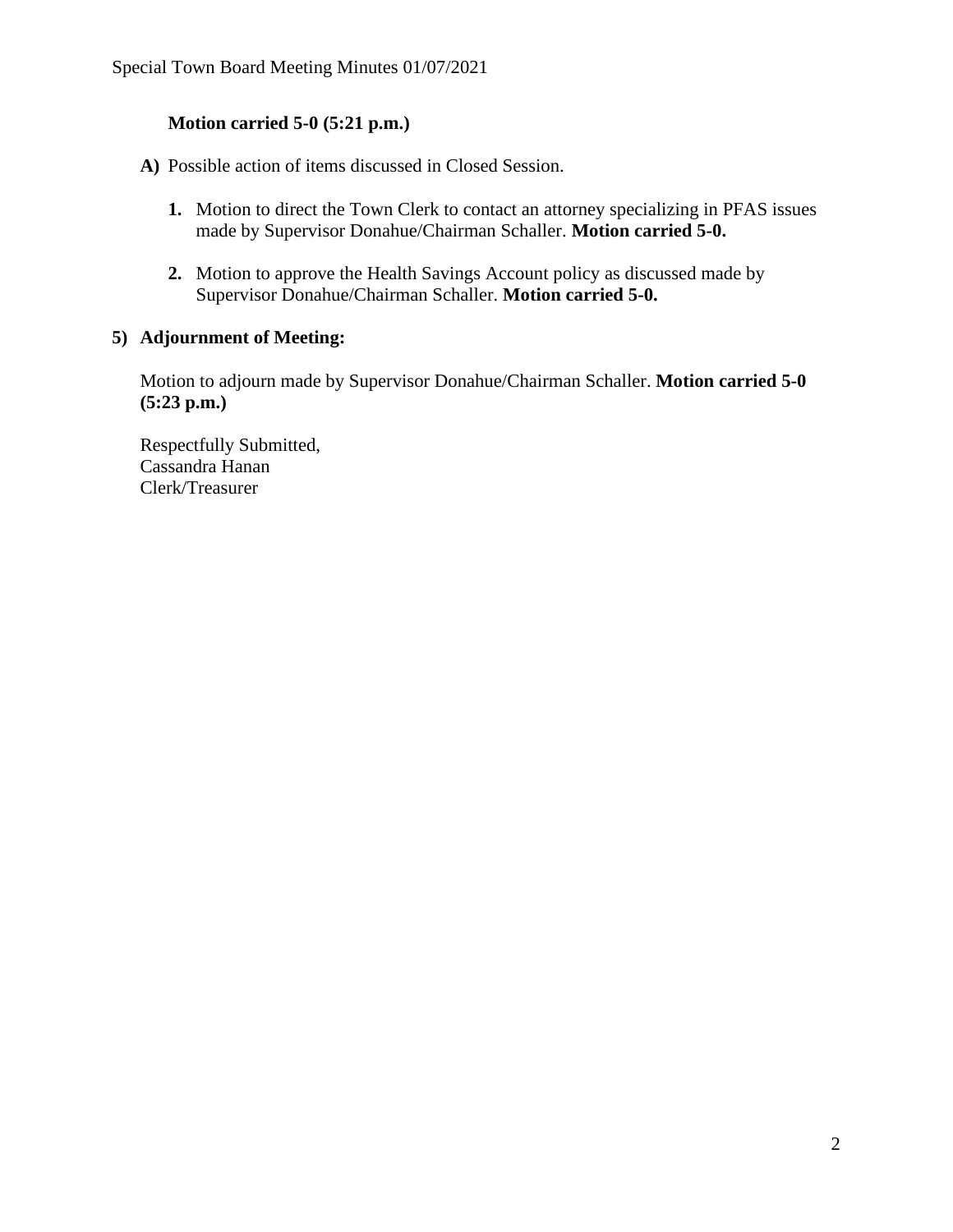**Motion carried 5-0 (5:21 p.m.)**

**A)** Possible action of items discussed in Closed Session.

1. Motion to direct the Town Clerk to contact an attorney specializing in PFAS issues made by Supervisor Donahue/Chairman Schaller. **Motion carried 5-0.**

2. Motion to approve the Health Savings Account policy as discussed made by Supervisor Donahue/Chairman Schaller. **Motion carried 5-0.**

**5) Adjournment of Meeting:**

Motion to adjourn made by Supervisor Donahue/Chairman Schaller. **Motion carried 5-0 (5:23 p.m.)**

Respectfully Submitted,
Cassandra Hanan
Clerk/Treasurer